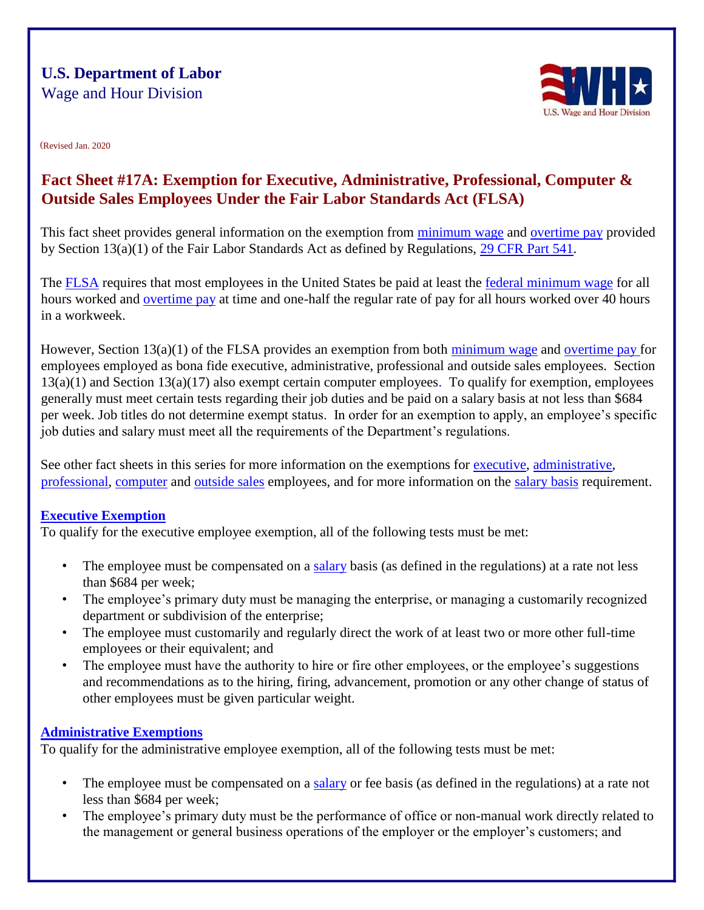**U.S. Department of Labor**
Wage and Hour Division

(Revised Jan. 2020

# Fact Sheet #17A: Exemption for Executive, Administrative, Professional, Computer & Outside Sales Employees Under the Fair Labor Standards Act (FLSA)

This fact sheet provides general information on the exemption from minimum wage and overtime pay provided by Section 13(a)(1) of the Fair Labor Standards Act as defined by Regulations, 29 CFR Part 541.

The FLSA requires that most employees in the United States be paid at least the federal minimum wage for all hours worked and overtime pay at time and one-half the regular rate of pay for all hours worked over 40 hours in a workweek.

However, Section 13(a)(1) of the FLSA provides an exemption from both minimum wage and overtime pay for employees employed as bona fide executive, administrative, professional and outside sales employees. Section 13(a)(1) and Section 13(a)(17) also exempt certain computer employees. To qualify for exemption, employees generally must meet certain tests regarding their job duties and be paid on a salary basis at not less than $684 per week. Job titles do not determine exempt status. In order for an exemption to apply, an employee's specific job duties and salary must meet all the requirements of the Department's regulations.

See other fact sheets in this series for more information on the exemptions for executive, administrative, professional, computer and outside sales employees, and for more information on the salary basis requirement.

## Executive Exemption

To qualify for the executive employee exemption, all of the following tests must be met:

- The employee must be compensated on a salary basis (as defined in the regulations) at a rate not less than $684 per week;
- The employee's primary duty must be managing the enterprise, or managing a customarily recognized department or subdivision of the enterprise;
- The employee must customarily and regularly direct the work of at least two or more other full-time employees or their equivalent; and
- The employee must have the authority to hire or fire other employees, or the employee's suggestions and recommendations as to the hiring, firing, advancement, promotion or any other change of status of other employees must be given particular weight.

## Administrative Exemptions

To qualify for the administrative employee exemption, all of the following tests must be met:

- The employee must be compensated on a salary or fee basis (as defined in the regulations) at a rate not less than $684 per week;
- The employee's primary duty must be the performance of office or non-manual work directly related to the management or general business operations of the employer or the employer's customers; and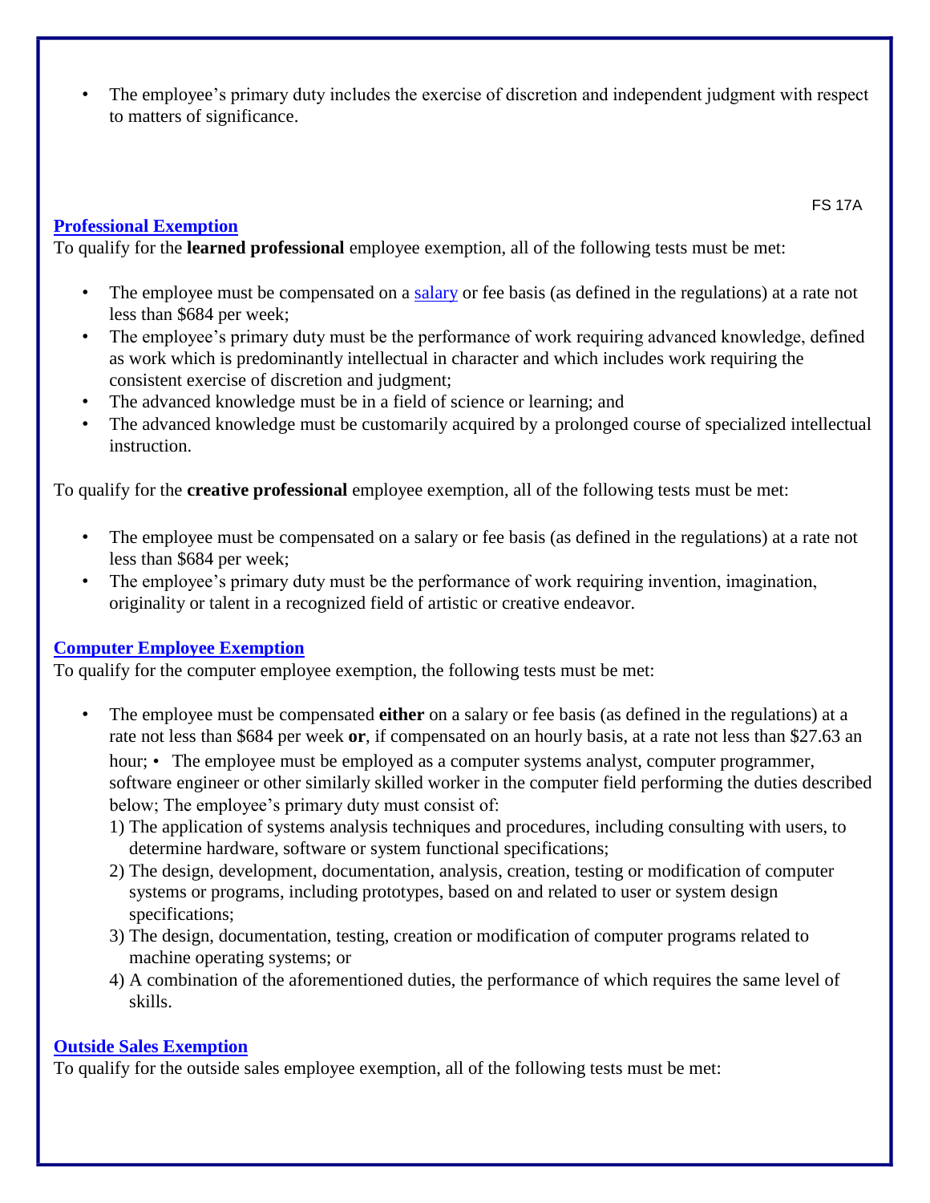- The employee's primary duty includes the exercise of discretion and independent judgment with respect to matters of significance.

## Professional Exemption

To qualify for the **learned professional** employee exemption, all of the following tests must be met:

- The employee must be compensated on a salary or fee basis (as defined in the regulations) at a rate not less than $684 per week;
- The employee's primary duty must be the performance of work requiring advanced knowledge, defined as work which is predominantly intellectual in character and which includes work requiring the consistent exercise of discretion and judgment;
- The advanced knowledge must be in a field of science or learning; and
- The advanced knowledge must be customarily acquired by a prolonged course of specialized intellectual instruction.

To qualify for the **creative professional** employee exemption, all of the following tests must be met:

- The employee must be compensated on a salary or fee basis (as defined in the regulations) at a rate not less than $684 per week;
- The employee's primary duty must be the performance of work requiring invention, imagination, originality or talent in a recognized field of artistic or creative endeavor.

## Computer Employee Exemption

To qualify for the computer employee exemption, the following tests must be met:

- The employee must be compensated **either** on a salary or fee basis (as defined in the regulations) at a rate not less than $684 per week **or**, if compensated on an hourly basis, at a rate not less than $27.63 an hour;
- The employee must be employed as a computer systems analyst, computer programmer, software engineer or other similarly skilled worker in the computer field performing the duties described below; The employee's primary duty must consist of:
  1) The application of systems analysis techniques and procedures, including consulting with users, to determine hardware, software or system functional specifications;
  2) The design, development, documentation, analysis, creation, testing or modification of computer systems or programs, including prototypes, based on and related to user or system design specifications;
  3) The design, documentation, testing, creation or modification of computer programs related to machine operating systems; or
  4) A combination of the aforementioned duties, the performance of which requires the same level of skills.

## Outside Sales Exemption

To qualify for the outside sales employee exemption, all of the following tests must be met: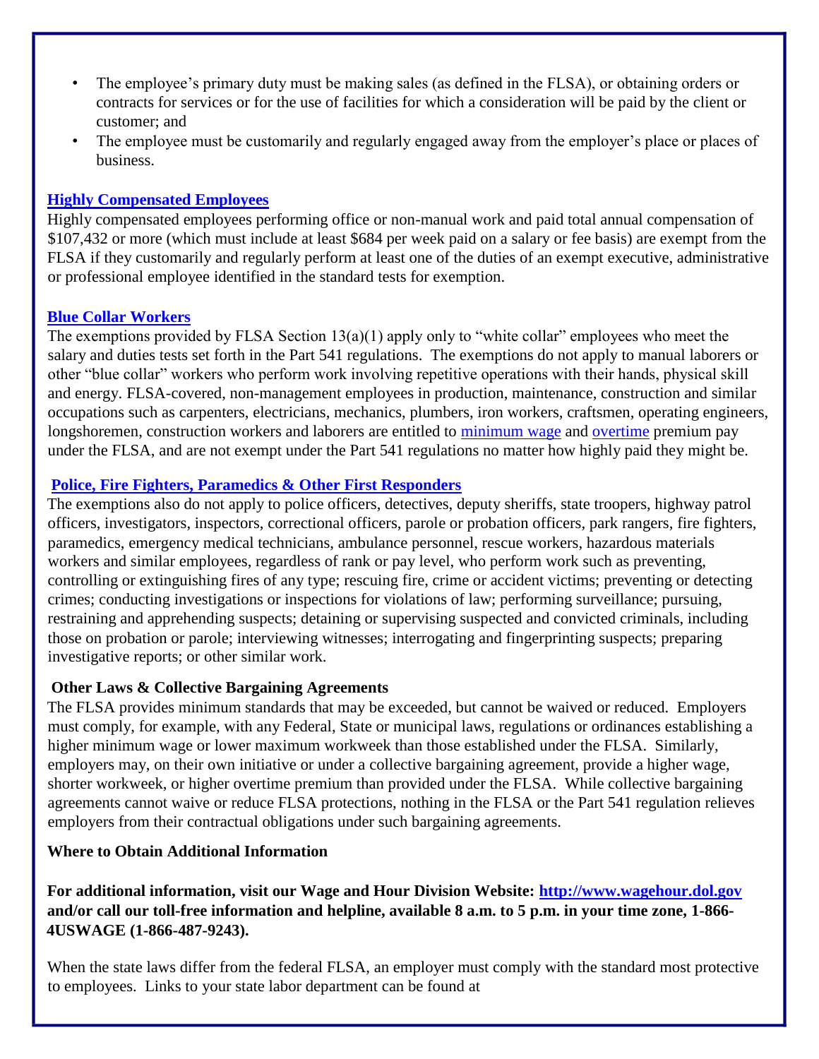- The employee's primary duty must be making sales (as defined in the FLSA), or obtaining orders or contracts for services or for the use of facilities for which a consideration will be paid by the client or customer; and
- The employee must be customarily and regularly engaged away from the employer's place or places of business.

**Highly Compensated Employees**

Highly compensated employees performing office or non-manual work and paid total annual compensation of $107,432 or more (which must include at least $684 per week paid on a salary or fee basis) are exempt from the FLSA if they customarily and regularly perform at least one of the duties of an exempt executive, administrative or professional employee identified in the standard tests for exemption.

**Blue Collar Workers**

The exemptions provided by FLSA Section 13(a)(1) apply only to "white collar" employees who meet the salary and duties tests set forth in the Part 541 regulations. The exemptions do not apply to manual laborers or other "blue collar" workers who perform work involving repetitive operations with their hands, physical skill and energy. FLSA-covered, non-management employees in production, maintenance, construction and similar occupations such as carpenters, electricians, mechanics, plumbers, iron workers, craftsmen, operating engineers, longshoremen, construction workers and laborers are entitled to minimum wage and overtime premium pay under the FLSA, and are not exempt under the Part 541 regulations no matter how highly paid they might be.

**Police, Fire Fighters, Paramedics & Other First Responders**

The exemptions also do not apply to police officers, detectives, deputy sheriffs, state troopers, highway patrol officers, investigators, inspectors, correctional officers, parole or probation officers, park rangers, fire fighters, paramedics, emergency medical technicians, ambulance personnel, rescue workers, hazardous materials workers and similar employees, regardless of rank or pay level, who perform work such as preventing, controlling or extinguishing fires of any type; rescuing fire, crime or accident victims; preventing or detecting crimes; conducting investigations or inspections for violations of law; performing surveillance; pursuing, restraining and apprehending suspects; detaining or supervising suspected and convicted criminals, including those on probation or parole; interviewing witnesses; interrogating and fingerprinting suspects; preparing investigative reports; or other similar work.

**Other Laws & Collective Bargaining Agreements**

The FLSA provides minimum standards that may be exceeded, but cannot be waived or reduced. Employers must comply, for example, with any Federal, State or municipal laws, regulations or ordinances establishing a higher minimum wage or lower maximum workweek than those established under the FLSA. Similarly, employers may, on their own initiative or under a collective bargaining agreement, provide a higher wage, shorter workweek, or higher overtime premium than provided under the FLSA. While collective bargaining agreements cannot waive or reduce FLSA protections, nothing in the FLSA or the Part 541 regulation relieves employers from their contractual obligations under such bargaining agreements.

**Where to Obtain Additional Information**

**For additional information, visit our Wage and Hour Division Website: http://www.wagehour.dol.gov and/or call our toll-free information and helpline, available 8 a.m. to 5 p.m. in your time zone, 1-866-4USWAGE (1-866-487-9243).**

When the state laws differ from the federal FLSA, an employer must comply with the standard most protective to employees. Links to your state labor department can be found at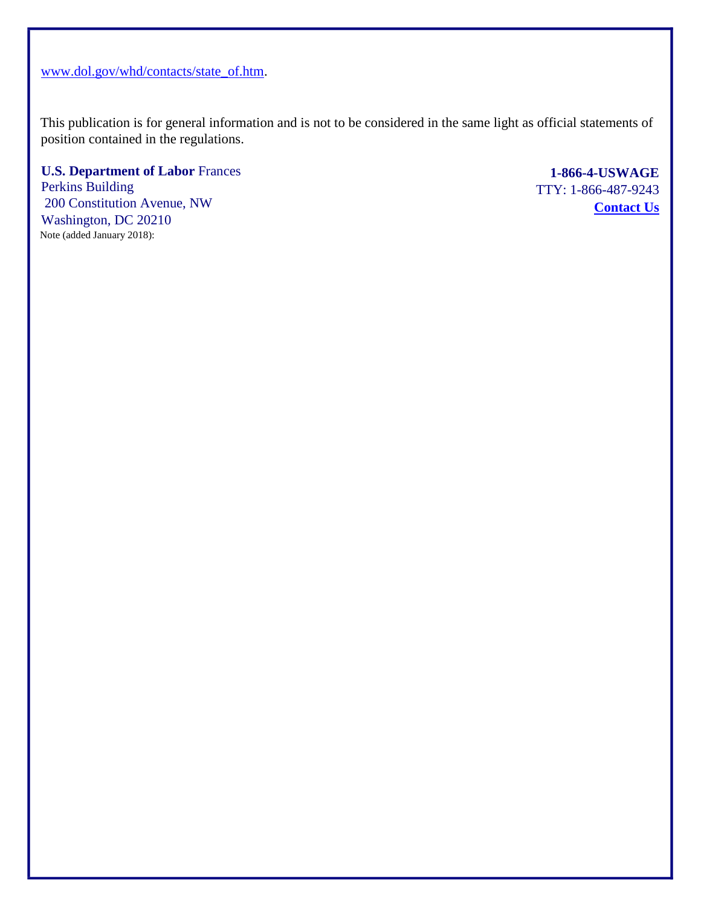www.dol.gov/whd/contacts/state_of.htm.

This publication is for general information and is not to be considered in the same light as official statements of position contained in the regulations.

**U.S. Department of Labor** Frances Perkins Building
200 Constitution Avenue, NW
Washington, DC 20210

**1-866-4-USWAGE**
TTY: 1-866-487-9243
**Contact Us**

Note (added January 2018):